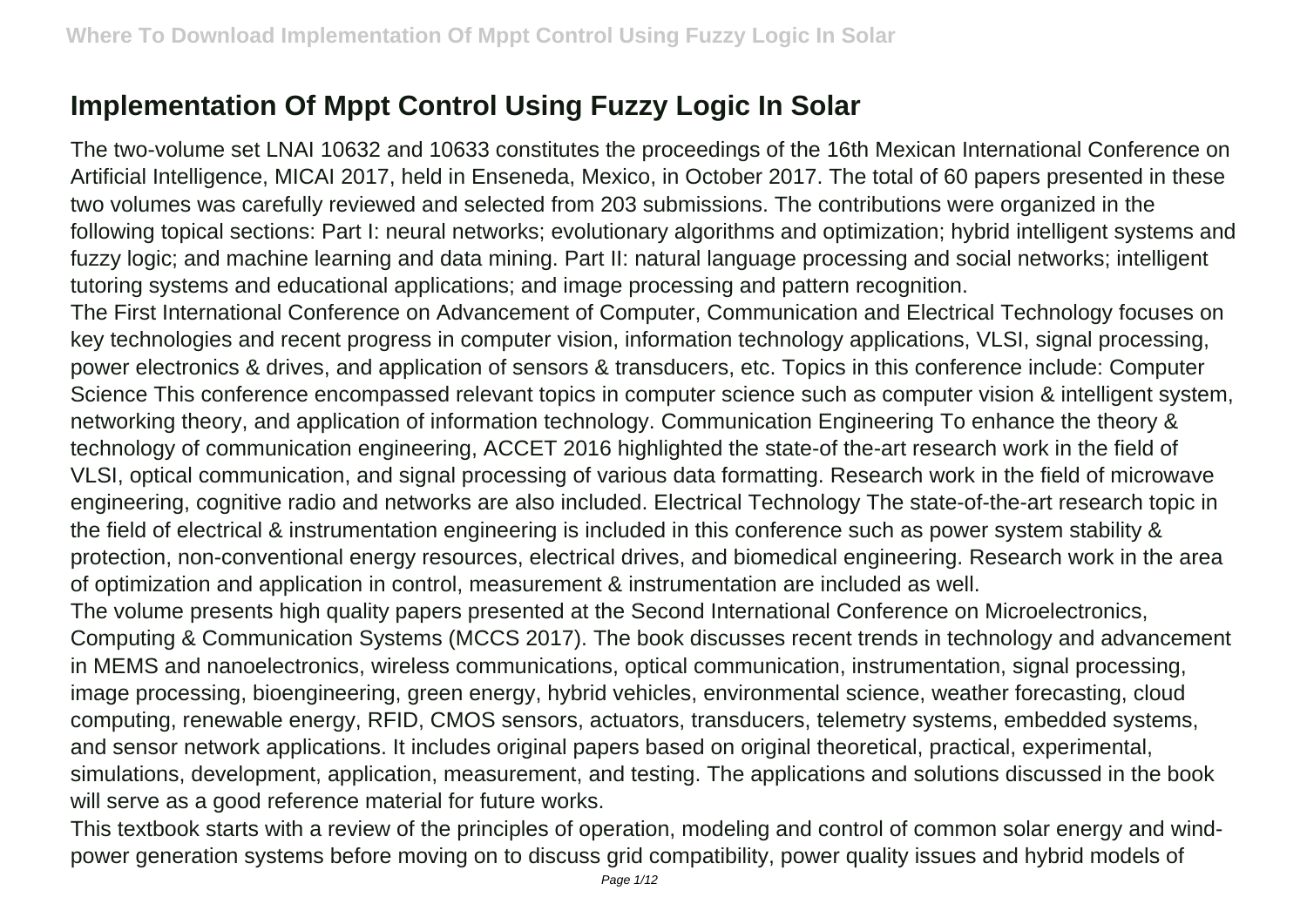# Implementation Of Mppt Control Using Fuzzy Logic In Solar

The two-volume set LNAI 10632 and 10633 constitutes the proceedings of the 16th Mexican International Conference on Artificial Intelligence, MICAI 2017, held in Ensenada, Mexico, in October 2017. The total of 60 papers presented in these two volumes was carefully reviewed and selected from 203 submissions. The contributions were organized in the following topical sections: Part I: neural networks; evolutionary algorithms and optimization; hybrid intelligent systems and fuzzy logic; and machine learning and data mining. Part II: natural language processing and social networks; intelligent tutoring systems and educational applications; and image processing and pattern recognition.

The First International Conference on Advancement of Computer, Communication and Electrical Technology focuses on key technologies and recent progress in computer vision, information technology applications, VLSI, signal processing, power electronics & drives, and application of sensors & transducers, etc. Topics in this conference include: Computer Science This conference encompassed relevant topics in computer science such as computer vision & intelligent system, networking theory, and application of information technology. Communication Engineering To enhance the theory & technology of communication engineering, ACCET 2016 highlighted the state-of the-art research work in the field of VLSI, optical communication, and signal processing of various data formatting. Research work in the field of microwave engineering, cognitive radio and networks are also included. Electrical Technology The state-of-the-art research topic in the field of electrical & instrumentation engineering is included in this conference such as power system stability & protection, non-conventional energy resources, electrical drives, and biomedical engineering. Research work in the area of optimization and application in control, measurement & instrumentation are included as well.

The volume presents high quality papers presented at the Second International Conference on Microelectronics, Computing & Communication Systems (MCCS 2017). The book discusses recent trends in technology and advancement in MEMS and nanoelectronics, wireless communications, optical communication, instrumentation, signal processing, image processing, bioengineering, green energy, hybrid vehicles, environmental science, weather forecasting, cloud computing, renewable energy, RFID, CMOS sensors, actuators, transducers, telemetry systems, embedded systems, and sensor network applications. It includes original papers based on original theoretical, practical, experimental, simulations, development, application, measurement, and testing. The applications and solutions discussed in the book will serve as a good reference material for future works.

This textbook starts with a review of the principles of operation, modeling and control of common solar energy and wind-power generation systems before moving on to discuss grid compatibility, power quality issues and hybrid models of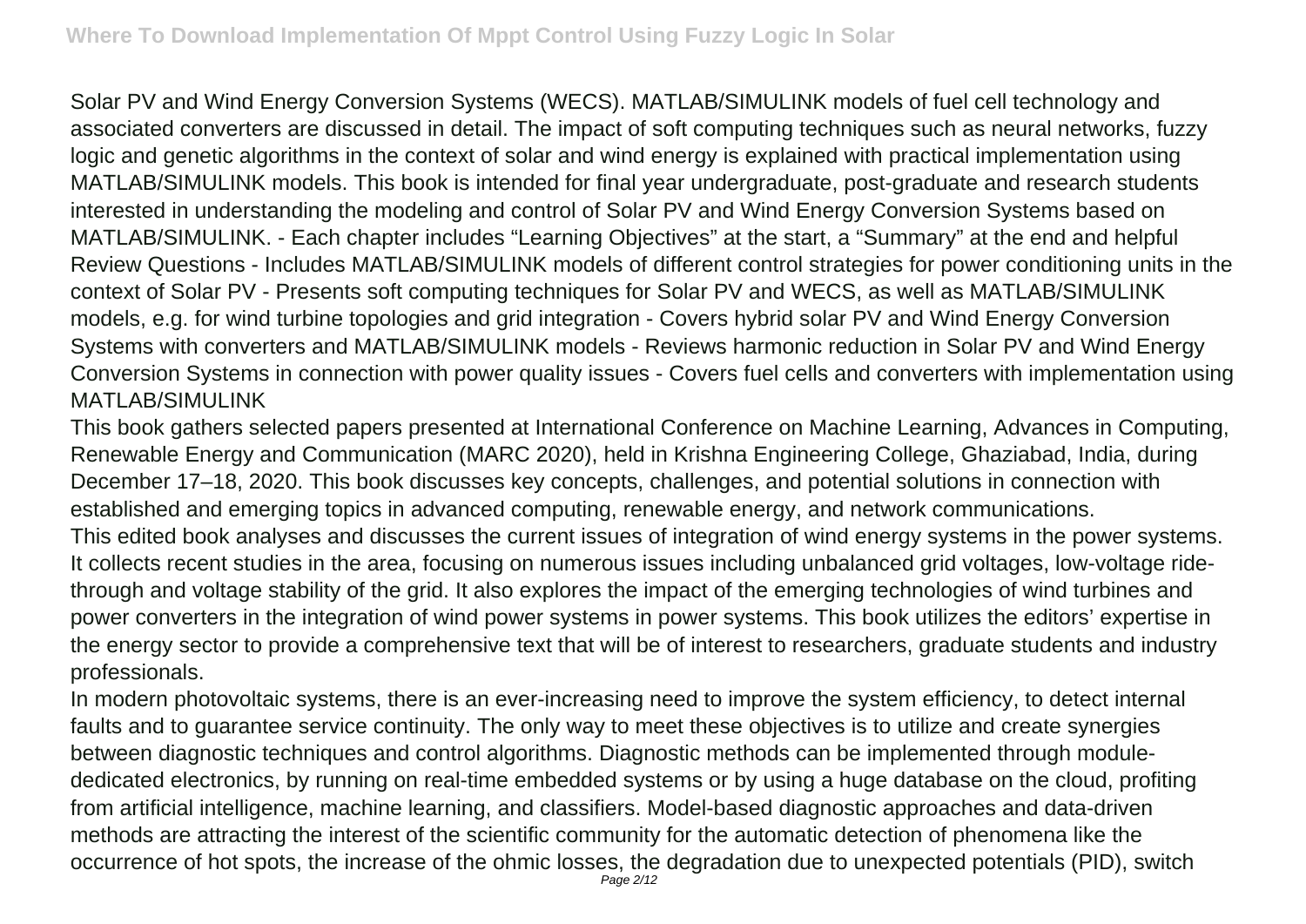Solar PV and Wind Energy Conversion Systems (WECS). MATLAB/SIMULINK models of fuel cell technology and associated converters are discussed in detail. The impact of soft computing techniques such as neural networks, fuzzy logic and genetic algorithms in the context of solar and wind energy is explained with practical implementation using MATLAB/SIMULINK models. This book is intended for final year undergraduate, post-graduate and research students interested in understanding the modeling and control of Solar PV and Wind Energy Conversion Systems based on MATLAB/SIMULINK. - Each chapter includes "Learning Objectives" at the start, a "Summary" at the end and helpful Review Questions - Includes MATLAB/SIMULINK models of different control strategies for power conditioning units in the context of Solar PV - Presents soft computing techniques for Solar PV and WECS, as well as MATLAB/SIMULINK models, e.g. for wind turbine topologies and grid integration - Covers hybrid solar PV and Wind Energy Conversion Systems with converters and MATLAB/SIMULINK models - Reviews harmonic reduction in Solar PV and Wind Energy Conversion Systems in connection with power quality issues - Covers fuel cells and converters with implementation using MATLAB/SIMULINK

This book gathers selected papers presented at International Conference on Machine Learning, Advances in Computing, Renewable Energy and Communication (MARC 2020), held in Krishna Engineering College, Ghaziabad, India, during December 17–18, 2020. This book discusses key concepts, challenges, and potential solutions in connection with established and emerging topics in advanced computing, renewable energy, and network communications.

This edited book analyses and discusses the current issues of integration of wind energy systems in the power systems. It collects recent studies in the area, focusing on numerous issues including unbalanced grid voltages, low-voltage ride-through and voltage stability of the grid. It also explores the impact of the emerging technologies of wind turbines and power converters in the integration of wind power systems in power systems. This book utilizes the editors' expertise in the energy sector to provide a comprehensive text that will be of interest to researchers, graduate students and industry professionals.

In modern photovoltaic systems, there is an ever-increasing need to improve the system efficiency, to detect internal faults and to guarantee service continuity. The only way to meet these objectives is to utilize and create synergies between diagnostic techniques and control algorithms. Diagnostic methods can be implemented through module-dedicated electronics, by running on real-time embedded systems or by using a huge database on the cloud, profiting from artificial intelligence, machine learning, and classifiers. Model-based diagnostic approaches and data-driven methods are attracting the interest of the scientific community for the automatic detection of phenomena like the occurrence of hot spots, the increase of the ohmic losses, the degradation due to unexpected potentials (PID), switch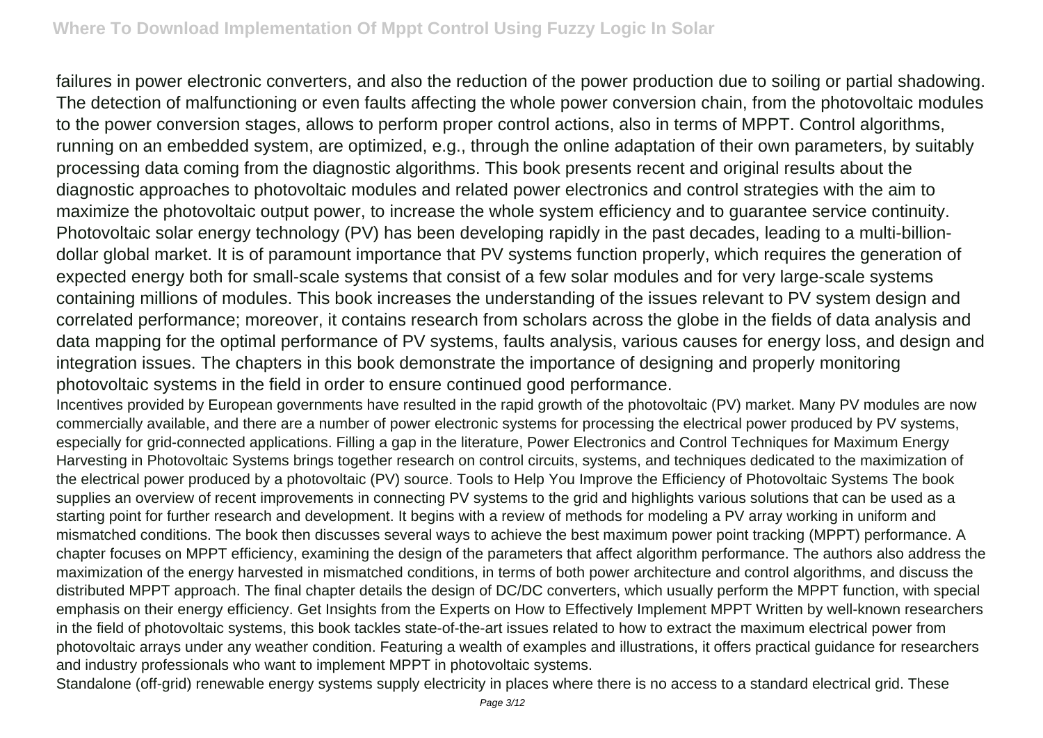failures in power electronic converters, and also the reduction of the power production due to soiling or partial shadowing. The detection of malfunctioning or even faults affecting the whole power conversion chain, from the photovoltaic modules to the power conversion stages, allows to perform proper control actions, also in terms of MPPT. Control algorithms, running on an embedded system, are optimized, e.g., through the online adaptation of their own parameters, by suitably processing data coming from the diagnostic algorithms. This book presents recent and original results about the diagnostic approaches to photovoltaic modules and related power electronics and control strategies with the aim to maximize the photovoltaic output power, to increase the whole system efficiency and to guarantee service continuity. Photovoltaic solar energy technology (PV) has been developing rapidly in the past decades, leading to a multi-billion-dollar global market. It is of paramount importance that PV systems function properly, which requires the generation of expected energy both for small-scale systems that consist of a few solar modules and for very large-scale systems containing millions of modules. This book increases the understanding of the issues relevant to PV system design and correlated performance; moreover, it contains research from scholars across the globe in the fields of data analysis and data mapping for the optimal performance of PV systems, faults analysis, various causes for energy loss, and design and integration issues. The chapters in this book demonstrate the importance of designing and properly monitoring photovoltaic systems in the field in order to ensure continued good performance.

Incentives provided by European governments have resulted in the rapid growth of the photovoltaic (PV) market. Many PV modules are now commercially available, and there are a number of power electronic systems for processing the electrical power produced by PV systems, especially for grid-connected applications. Filling a gap in the literature, Power Electronics and Control Techniques for Maximum Energy Harvesting in Photovoltaic Systems brings together research on control circuits, systems, and techniques dedicated to the maximization of the electrical power produced by a photovoltaic (PV) source. Tools to Help You Improve the Efficiency of Photovoltaic Systems The book supplies an overview of recent improvements in connecting PV systems to the grid and highlights various solutions that can be used as a starting point for further research and development. It begins with a review of methods for modeling a PV array working in uniform and mismatched conditions. The book then discusses several ways to achieve the best maximum power point tracking (MPPT) performance. A chapter focuses on MPPT efficiency, examining the design of the parameters that affect algorithm performance. The authors also address the maximization of the energy harvested in mismatched conditions, in terms of both power architecture and control algorithms, and discuss the distributed MPPT approach. The final chapter details the design of DC/DC converters, which usually perform the MPPT function, with special emphasis on their energy efficiency. Get Insights from the Experts on How to Effectively Implement MPPT Written by well-known researchers in the field of photovoltaic systems, this book tackles state-of-the-art issues related to how to extract the maximum electrical power from photovoltaic arrays under any weather condition. Featuring a wealth of examples and illustrations, it offers practical guidance for researchers and industry professionals who want to implement MPPT in photovoltaic systems.

Standalone (off-grid) renewable energy systems supply electricity in places where there is no access to a standard electrical grid. These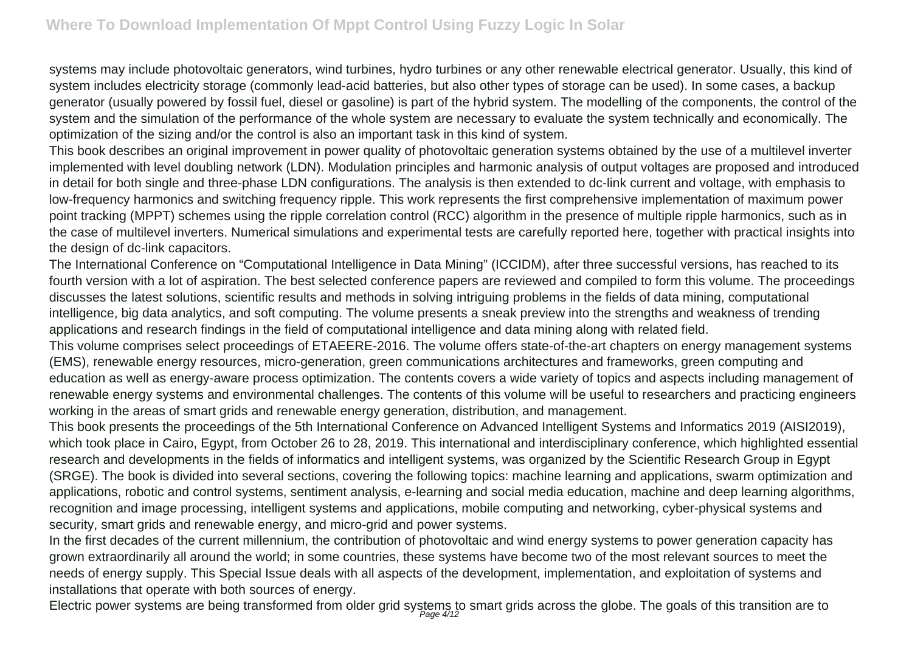systems may include photovoltaic generators, wind turbines, hydro turbines or any other renewable electrical generator. Usually, this kind of system includes electricity storage (commonly lead-acid batteries, but also other types of storage can be used). In some cases, a backup generator (usually powered by fossil fuel, diesel or gasoline) is part of the hybrid system. The modelling of the components, the control of the system and the simulation of the performance of the whole system are necessary to evaluate the system technically and economically. The optimization of the sizing and/or the control is also an important task in this kind of system.

This book describes an original improvement in power quality of photovoltaic generation systems obtained by the use of a multilevel inverter implemented with level doubling network (LDN). Modulation principles and harmonic analysis of output voltages are proposed and introduced in detail for both single and three-phase LDN configurations. The analysis is then extended to dc-link current and voltage, with emphasis to low-frequency harmonics and switching frequency ripple. This work represents the first comprehensive implementation of maximum power point tracking (MPPT) schemes using the ripple correlation control (RCC) algorithm in the presence of multiple ripple harmonics, such as in the case of multilevel inverters. Numerical simulations and experimental tests are carefully reported here, together with practical insights into the design of dc-link capacitors.

The International Conference on "Computational Intelligence in Data Mining" (ICCIDM), after three successful versions, has reached to its fourth version with a lot of aspiration. The best selected conference papers are reviewed and compiled to form this volume. The proceedings discusses the latest solutions, scientific results and methods in solving intriguing problems in the fields of data mining, computational intelligence, big data analytics, and soft computing. The volume presents a sneak preview into the strengths and weakness of trending applications and research findings in the field of computational intelligence and data mining along with related field.

This volume comprises select proceedings of ETAEERE-2016. The volume offers state-of-the-art chapters on energy management systems (EMS), renewable energy resources, micro-generation, green communications architectures and frameworks, green computing and education as well as energy-aware process optimization. The contents covers a wide variety of topics and aspects including management of renewable energy systems and environmental challenges. The contents of this volume will be useful to researchers and practicing engineers working in the areas of smart grids and renewable energy generation, distribution, and management.

This book presents the proceedings of the 5th International Conference on Advanced Intelligent Systems and Informatics 2019 (AISI2019), which took place in Cairo, Egypt, from October 26 to 28, 2019. This international and interdisciplinary conference, which highlighted essential research and developments in the fields of informatics and intelligent systems, was organized by the Scientific Research Group in Egypt (SRGE). The book is divided into several sections, covering the following topics: machine learning and applications, swarm optimization and applications, robotic and control systems, sentiment analysis, e-learning and social media education, machine and deep learning algorithms, recognition and image processing, intelligent systems and applications, mobile computing and networking, cyber-physical systems and security, smart grids and renewable energy, and micro-grid and power systems.

In the first decades of the current millennium, the contribution of photovoltaic and wind energy systems to power generation capacity has grown extraordinarily all around the world; in some countries, these systems have become two of the most relevant sources to meet the needs of energy supply. This Special Issue deals with all aspects of the development, implementation, and exploitation of systems and installations that operate with both sources of energy.

Electric power systems are being transformed from older grid systems to smart grids across the globe. The goals of this transition are to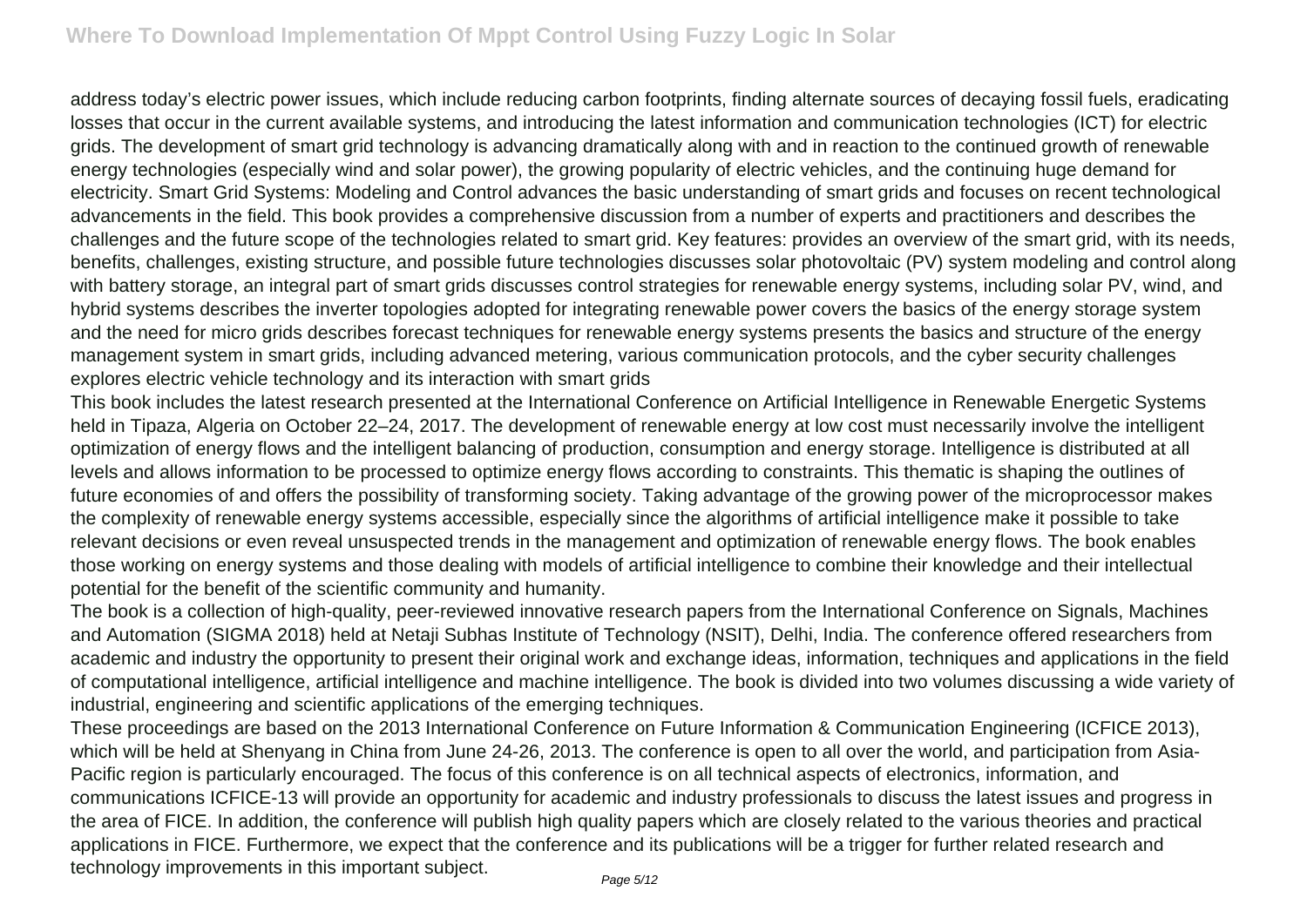address today's electric power issues, which include reducing carbon footprints, finding alternate sources of decaying fossil fuels, eradicating losses that occur in the current available systems, and introducing the latest information and communication technologies (ICT) for electric grids. The development of smart grid technology is advancing dramatically along with and in reaction to the continued growth of renewable energy technologies (especially wind and solar power), the growing popularity of electric vehicles, and the continuing huge demand for electricity. Smart Grid Systems: Modeling and Control advances the basic understanding of smart grids and focuses on recent technological advancements in the field. This book provides a comprehensive discussion from a number of experts and practitioners and describes the challenges and the future scope of the technologies related to smart grid. Key features: provides an overview of the smart grid, with its needs, benefits, challenges, existing structure, and possible future technologies discusses solar photovoltaic (PV) system modeling and control along with battery storage, an integral part of smart grids discusses control strategies for renewable energy systems, including solar PV, wind, and hybrid systems describes the inverter topologies adopted for integrating renewable power covers the basics of the energy storage system and the need for micro grids describes forecast techniques for renewable energy systems presents the basics and structure of the energy management system in smart grids, including advanced metering, various communication protocols, and the cyber security challenges explores electric vehicle technology and its interaction with smart grids

This book includes the latest research presented at the International Conference on Artificial Intelligence in Renewable Energetic Systems held in Tipaza, Algeria on October 22–24, 2017. The development of renewable energy at low cost must necessarily involve the intelligent optimization of energy flows and the intelligent balancing of production, consumption and energy storage. Intelligence is distributed at all levels and allows information to be processed to optimize energy flows according to constraints. This thematic is shaping the outlines of future economies of and offers the possibility of transforming society. Taking advantage of the growing power of the microprocessor makes the complexity of renewable energy systems accessible, especially since the algorithms of artificial intelligence make it possible to take relevant decisions or even reveal unsuspected trends in the management and optimization of renewable energy flows. The book enables those working on energy systems and those dealing with models of artificial intelligence to combine their knowledge and their intellectual potential for the benefit of the scientific community and humanity.

The book is a collection of high-quality, peer-reviewed innovative research papers from the International Conference on Signals, Machines and Automation (SIGMA 2018) held at Netaji Subhas Institute of Technology (NSIT), Delhi, India. The conference offered researchers from academic and industry the opportunity to present their original work and exchange ideas, information, techniques and applications in the field of computational intelligence, artificial intelligence and machine intelligence. The book is divided into two volumes discussing a wide variety of industrial, engineering and scientific applications of the emerging techniques.

These proceedings are based on the 2013 International Conference on Future Information & Communication Engineering (ICFICE 2013), which will be held at Shenyang in China from June 24-26, 2013. The conference is open to all over the world, and participation from Asia-Pacific region is particularly encouraged. The focus of this conference is on all technical aspects of electronics, information, and communications ICFICE-13 will provide an opportunity for academic and industry professionals to discuss the latest issues and progress in the area of FICE. In addition, the conference will publish high quality papers which are closely related to the various theories and practical applications in FICE. Furthermore, we expect that the conference and its publications will be a trigger for further related research and technology improvements in this important subject.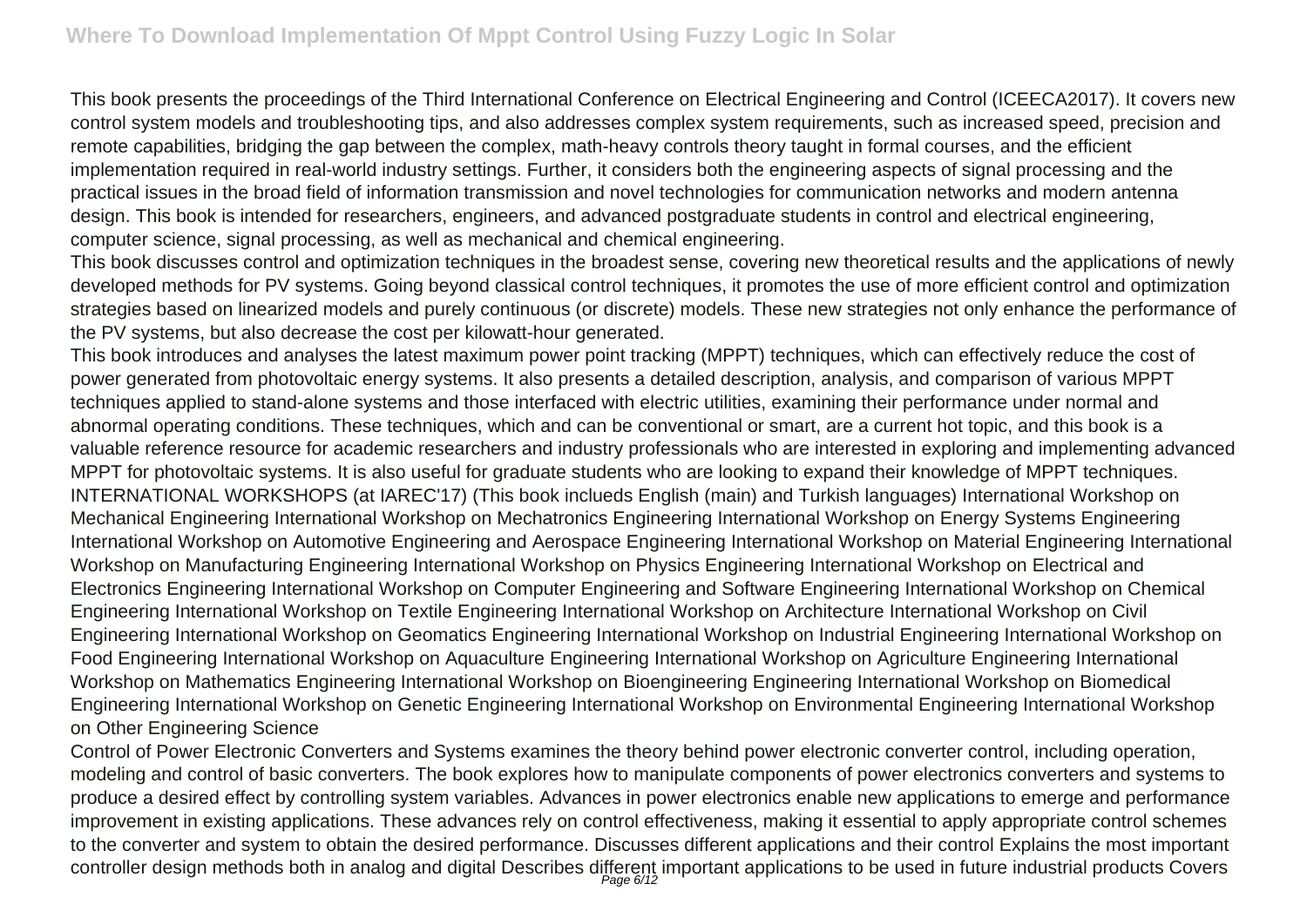This book presents the proceedings of the Third International Conference on Electrical Engineering and Control (ICEECA2017). It covers new control system models and troubleshooting tips, and also addresses complex system requirements, such as increased speed, precision and remote capabilities, bridging the gap between the complex, math-heavy controls theory taught in formal courses, and the efficient implementation required in real-world industry settings. Further, it considers both the engineering aspects of signal processing and the practical issues in the broad field of information transmission and novel technologies for communication networks and modern antenna design. This book is intended for researchers, engineers, and advanced postgraduate students in control and electrical engineering, computer science, signal processing, as well as mechanical and chemical engineering.

This book discusses control and optimization techniques in the broadest sense, covering new theoretical results and the applications of newly developed methods for PV systems. Going beyond classical control techniques, it promotes the use of more efficient control and optimization strategies based on linearized models and purely continuous (or discrete) models. These new strategies not only enhance the performance of the PV systems, but also decrease the cost per kilowatt-hour generated.

This book introduces and analyses the latest maximum power point tracking (MPPT) techniques, which can effectively reduce the cost of power generated from photovoltaic energy systems. It also presents a detailed description, analysis, and comparison of various MPPT techniques applied to stand-alone systems and those interfaced with electric utilities, examining their performance under normal and abnormal operating conditions. These techniques, which and can be conventional or smart, are a current hot topic, and this book is a valuable reference resource for academic researchers and industry professionals who are interested in exploring and implementing advanced MPPT for photovoltaic systems. It is also useful for graduate students who are looking to expand their knowledge of MPPT techniques.

INTERNATIONAL WORKSHOPS (at IAREC'17) (This book inclueds English (main) and Turkish languages) International Workshop on Mechanical Engineering International Workshop on Mechatronics Engineering International Workshop on Energy Systems Engineering International Workshop on Automotive Engineering and Aerospace Engineering International Workshop on Material Engineering International Workshop on Manufacturing Engineering International Workshop on Physics Engineering International Workshop on Electrical and Electronics Engineering International Workshop on Computer Engineering and Software Engineering International Workshop on Chemical Engineering International Workshop on Textile Engineering International Workshop on Architecture International Workshop on Civil Engineering International Workshop on Geomatics Engineering International Workshop on Industrial Engineering International Workshop on Food Engineering International Workshop on Aquaculture Engineering International Workshop on Agriculture Engineering International Workshop on Mathematics Engineering International Workshop on Bioengineering Engineering International Workshop on Biomedical Engineering International Workshop on Genetic Engineering International Workshop on Environmental Engineering International Workshop on Other Engineering Science

Control of Power Electronic Converters and Systems examines the theory behind power electronic converter control, including operation, modeling and control of basic converters. The book explores how to manipulate components of power electronics converters and systems to produce a desired effect by controlling system variables. Advances in power electronics enable new applications to emerge and performance improvement in existing applications. These advances rely on control effectiveness, making it essential to apply appropriate control schemes to the converter and system to obtain the desired performance. Discusses different applications and their control Explains the most important controller design methods both in analog and digital Describes different important applications to be used in future industrial products Covers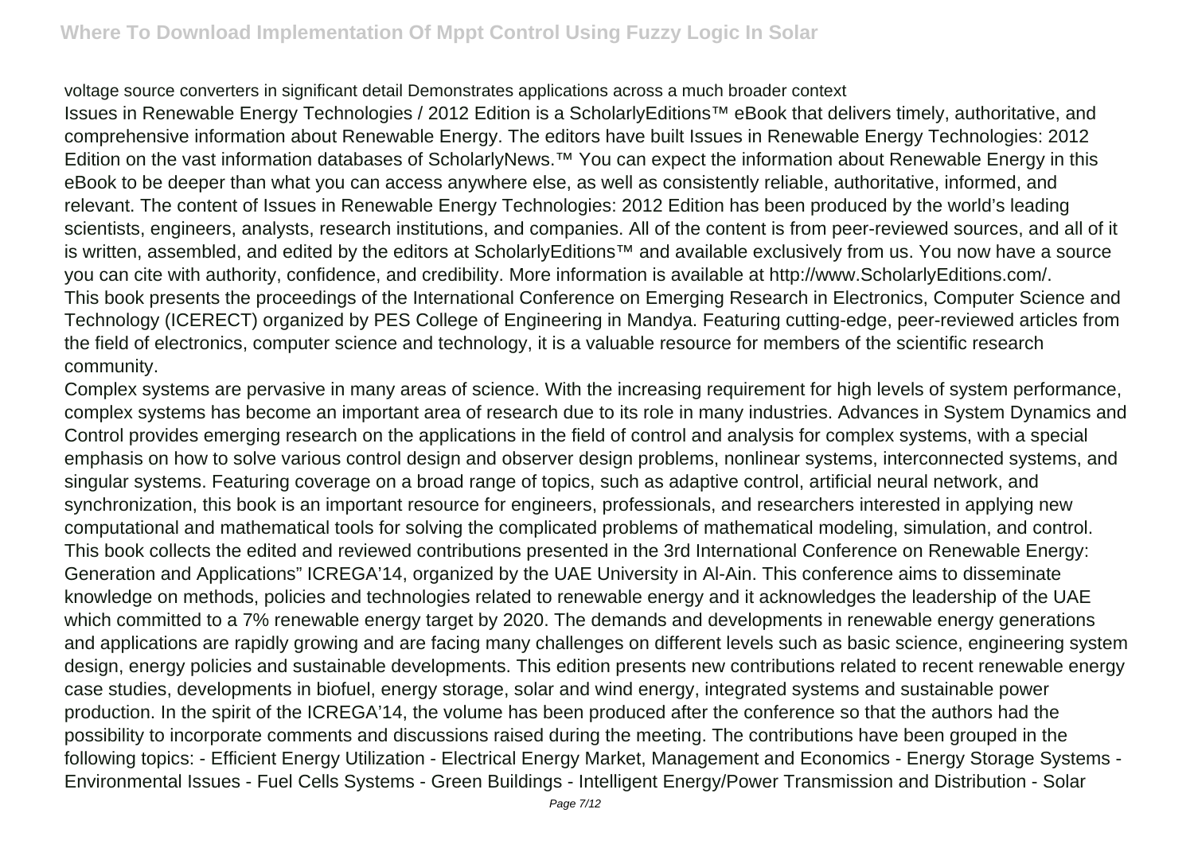voltage source converters in significant detail Demonstrates applications across a much broader context

Issues in Renewable Energy Technologies / 2012 Edition is a ScholarlyEditions™ eBook that delivers timely, authoritative, and comprehensive information about Renewable Energy. The editors have built Issues in Renewable Energy Technologies: 2012 Edition on the vast information databases of ScholarlyNews.™ You can expect the information about Renewable Energy in this eBook to be deeper than what you can access anywhere else, as well as consistently reliable, authoritative, informed, and relevant. The content of Issues in Renewable Energy Technologies: 2012 Edition has been produced by the world's leading scientists, engineers, analysts, research institutions, and companies. All of the content is from peer-reviewed sources, and all of it is written, assembled, and edited by the editors at ScholarlyEditions™ and available exclusively from us. You now have a source you can cite with authority, confidence, and credibility. More information is available at http://www.ScholarlyEditions.com/.

This book presents the proceedings of the International Conference on Emerging Research in Electronics, Computer Science and Technology (ICERECT) organized by PES College of Engineering in Mandya. Featuring cutting-edge, peer-reviewed articles from the field of electronics, computer science and technology, it is a valuable resource for members of the scientific research community.

Complex systems are pervasive in many areas of science. With the increasing requirement for high levels of system performance, complex systems has become an important area of research due to its role in many industries. Advances in System Dynamics and Control provides emerging research on the applications in the field of control and analysis for complex systems, with a special emphasis on how to solve various control design and observer design problems, nonlinear systems, interconnected systems, and singular systems. Featuring coverage on a broad range of topics, such as adaptive control, artificial neural network, and synchronization, this book is an important resource for engineers, professionals, and researchers interested in applying new computational and mathematical tools for solving the complicated problems of mathematical modeling, simulation, and control.

This book collects the edited and reviewed contributions presented in the 3rd International Conference on Renewable Energy: Generation and Applications" ICREGA'14, organized by the UAE University in Al-Ain. This conference aims to disseminate knowledge on methods, policies and technologies related to renewable energy and it acknowledges the leadership of the UAE which committed to a 7% renewable energy target by 2020. The demands and developments in renewable energy generations and applications are rapidly growing and are facing many challenges on different levels such as basic science, engineering system design, energy policies and sustainable developments. This edition presents new contributions related to recent renewable energy case studies, developments in biofuel, energy storage, solar and wind energy, integrated systems and sustainable power production. In the spirit of the ICREGA'14, the volume has been produced after the conference so that the authors had the possibility to incorporate comments and discussions raised during the meeting. The contributions have been grouped in the following topics: - Efficient Energy Utilization - Electrical Energy Market, Management and Economics - Energy Storage Systems - Environmental Issues - Fuel Cells Systems - Green Buildings - Intelligent Energy/Power Transmission and Distribution - Solar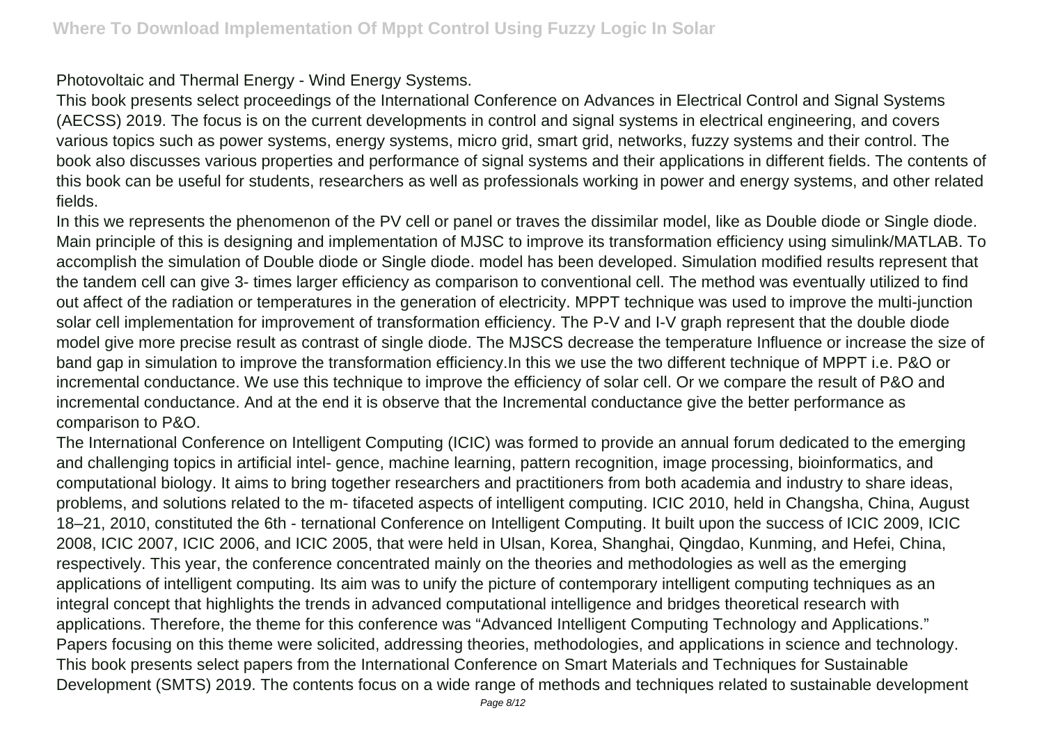Photovoltaic and Thermal Energy - Wind Energy Systems.

This book presents select proceedings of the International Conference on Advances in Electrical Control and Signal Systems (AECSS) 2019. The focus is on the current developments in control and signal systems in electrical engineering, and covers various topics such as power systems, energy systems, micro grid, smart grid, networks, fuzzy systems and their control. The book also discusses various properties and performance of signal systems and their applications in different fields. The contents of this book can be useful for students, researchers as well as professionals working in power and energy systems, and other related fields.

In this we represents the phenomenon of the PV cell or panel or traves the dissimilar model, like as Double diode or Single diode. Main principle of this is designing and implementation of MJSC to improve its transformation efficiency using simulink/MATLAB. To accomplish the simulation of Double diode or Single diode. model has been developed. Simulation modified results represent that the tandem cell can give 3- times larger efficiency as comparison to conventional cell. The method was eventually utilized to find out affect of the radiation or temperatures in the generation of electricity. MPPT technique was used to improve the multi-junction solar cell implementation for improvement of transformation efficiency. The P-V and I-V graph represent that the double diode model give more precise result as contrast of single diode. The MJSCS decrease the temperature Influence or increase the size of band gap in simulation to improve the transformation efficiency.In this we use the two different technique of MPPT i.e. P&O or incremental conductance. We use this technique to improve the efficiency of solar cell. Or we compare the result of P&O and incremental conductance. And at the end it is observe that the Incremental conductance give the better performance as comparison to P&O.

The International Conference on Intelligent Computing (ICIC) was formed to provide an annual forum dedicated to the emerging and challenging topics in artificial intel- gence, machine learning, pattern recognition, image processing, bioinformatics, and computational biology. It aims to bring together researchers and practitioners from both academia and industry to share ideas, problems, and solutions related to the m- tifaceted aspects of intelligent computing. ICIC 2010, held in Changsha, China, August 18–21, 2010, constituted the 6th - ternational Conference on Intelligent Computing. It built upon the success of ICIC 2009, ICIC 2008, ICIC 2007, ICIC 2006, and ICIC 2005, that were held in Ulsan, Korea, Shanghai, Qingdao, Kunming, and Hefei, China, respectively. This year, the conference concentrated mainly on the theories and methodologies as well as the emerging applications of intelligent computing. Its aim was to unify the picture of contemporary intelligent computing techniques as an integral concept that highlights the trends in advanced computational intelligence and bridges theoretical research with applications. Therefore, the theme for this conference was "Advanced Intelligent Computing Technology and Applications." Papers focusing on this theme were solicited, addressing theories, methodologies, and applications in science and technology.

This book presents select papers from the International Conference on Smart Materials and Techniques for Sustainable Development (SMTS) 2019. The contents focus on a wide range of methods and techniques related to sustainable development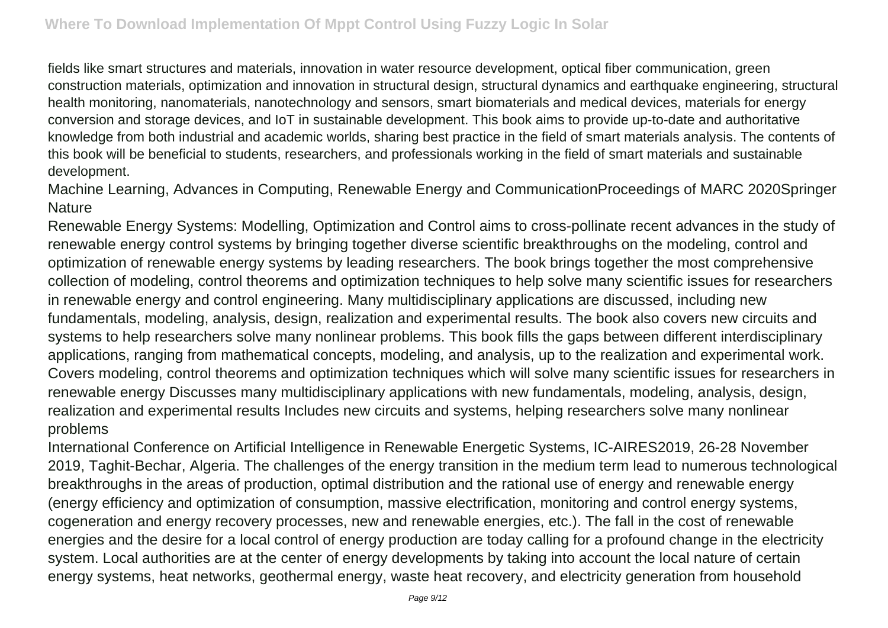fields like smart structures and materials, innovation in water resource development, optical fiber communication, green construction materials, optimization and innovation in structural design, structural dynamics and earthquake engineering, structural health monitoring, nanomaterials, nanotechnology and sensors, smart biomaterials and medical devices, materials for energy conversion and storage devices, and IoT in sustainable development. This book aims to provide up-to-date and authoritative knowledge from both industrial and academic worlds, sharing best practice in the field of smart materials analysis. The contents of this book will be beneficial to students, researchers, and professionals working in the field of smart materials and sustainable development.

Machine Learning, Advances in Computing, Renewable Energy and CommunicationProceedings of MARC 2020Springer Nature

Renewable Energy Systems: Modelling, Optimization and Control aims to cross-pollinate recent advances in the study of renewable energy control systems by bringing together diverse scientific breakthroughs on the modeling, control and optimization of renewable energy systems by leading researchers. The book brings together the most comprehensive collection of modeling, control theorems and optimization techniques to help solve many scientific issues for researchers in renewable energy and control engineering. Many multidisciplinary applications are discussed, including new fundamentals, modeling, analysis, design, realization and experimental results. The book also covers new circuits and systems to help researchers solve many nonlinear problems. This book fills the gaps between different interdisciplinary applications, ranging from mathematical concepts, modeling, and analysis, up to the realization and experimental work. Covers modeling, control theorems and optimization techniques which will solve many scientific issues for researchers in renewable energy Discusses many multidisciplinary applications with new fundamentals, modeling, analysis, design, realization and experimental results Includes new circuits and systems, helping researchers solve many nonlinear problems

International Conference on Artificial Intelligence in Renewable Energetic Systems, IC-AIRES2019, 26-28 November 2019, Taghit-Bechar, Algeria. The challenges of the energy transition in the medium term lead to numerous technological breakthroughs in the areas of production, optimal distribution and the rational use of energy and renewable energy (energy efficiency and optimization of consumption, massive electrification, monitoring and control energy systems, cogeneration and energy recovery processes, new and renewable energies, etc.). The fall in the cost of renewable energies and the desire for a local control of energy production are today calling for a profound change in the electricity system. Local authorities are at the center of energy developments by taking into account the local nature of certain energy systems, heat networks, geothermal energy, waste heat recovery, and electricity generation from household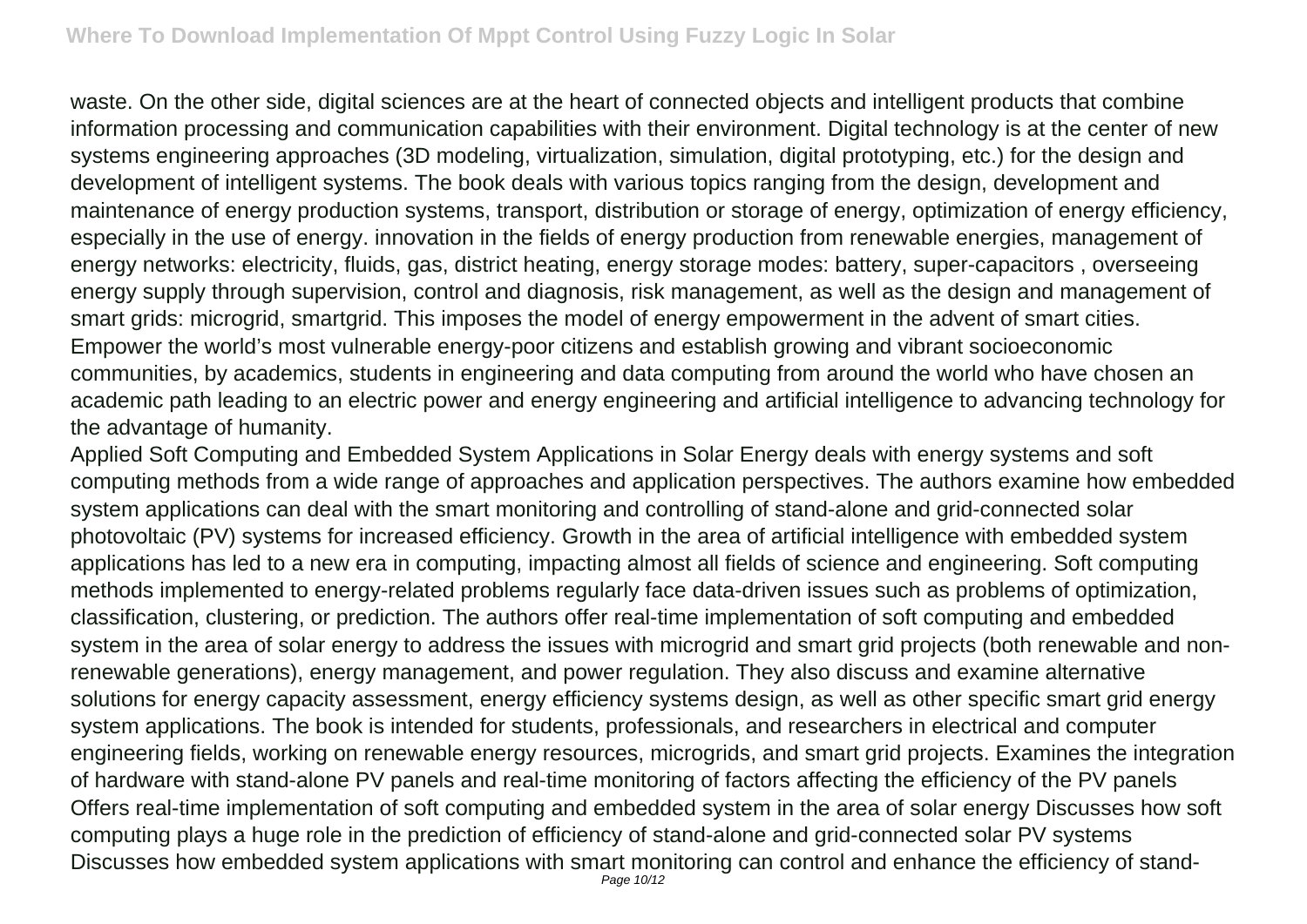waste. On the other side, digital sciences are at the heart of connected objects and intelligent products that combine information processing and communication capabilities with their environment. Digital technology is at the center of new systems engineering approaches (3D modeling, virtualization, simulation, digital prototyping, etc.) for the design and development of intelligent systems. The book deals with various topics ranging from the design, development and maintenance of energy production systems, transport, distribution or storage of energy, optimization of energy efficiency, especially in the use of energy. innovation in the fields of energy production from renewable energies, management of energy networks: electricity, fluids, gas, district heating, energy storage modes: battery, super-capacitors , overseeing energy supply through supervision, control and diagnosis, risk management, as well as the design and management of smart grids: microgrid, smartgrid. This imposes the model of energy empowerment in the advent of smart cities. Empower the world's most vulnerable energy-poor citizens and establish growing and vibrant socioeconomic communities, by academics, students in engineering and data computing from around the world who have chosen an academic path leading to an electric power and energy engineering and artificial intelligence to advancing technology for the advantage of humanity.

Applied Soft Computing and Embedded System Applications in Solar Energy deals with energy systems and soft computing methods from a wide range of approaches and application perspectives. The authors examine how embedded system applications can deal with the smart monitoring and controlling of stand-alone and grid-connected solar photovoltaic (PV) systems for increased efficiency. Growth in the area of artificial intelligence with embedded system applications has led to a new era in computing, impacting almost all fields of science and engineering. Soft computing methods implemented to energy-related problems regularly face data-driven issues such as problems of optimization, classification, clustering, or prediction. The authors offer real-time implementation of soft computing and embedded system in the area of solar energy to address the issues with microgrid and smart grid projects (both renewable and non-renewable generations), energy management, and power regulation. They also discuss and examine alternative solutions for energy capacity assessment, energy efficiency systems design, as well as other specific smart grid energy system applications. The book is intended for students, professionals, and researchers in electrical and computer engineering fields, working on renewable energy resources, microgrids, and smart grid projects. Examines the integration of hardware with stand-alone PV panels and real-time monitoring of factors affecting the efficiency of the PV panels Offers real-time implementation of soft computing and embedded system in the area of solar energy Discusses how soft computing plays a huge role in the prediction of efficiency of stand-alone and grid-connected solar PV systems Discusses how embedded system applications with smart monitoring can control and enhance the efficiency of stand-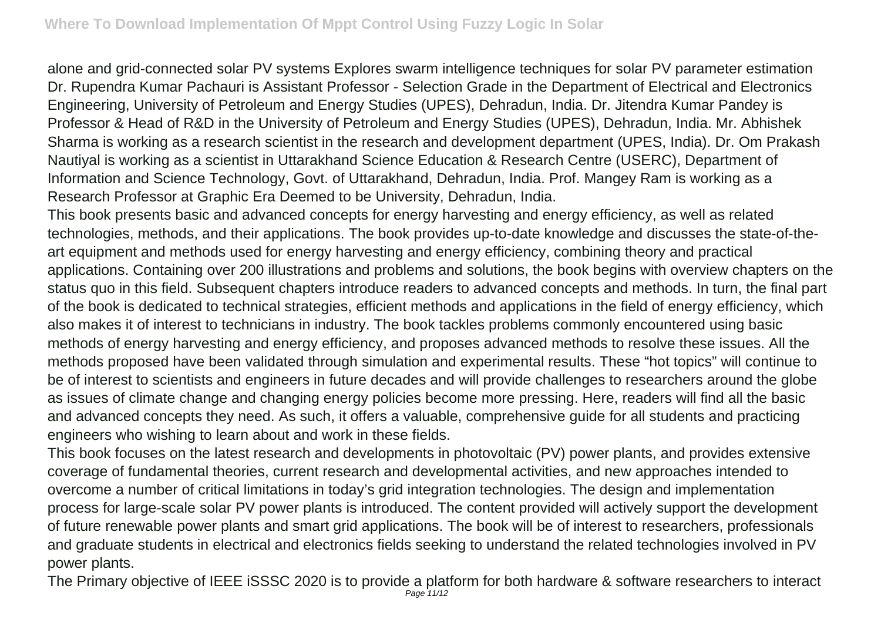alone and grid-connected solar PV systems Explores swarm intelligence techniques for solar PV parameter estimation Dr. Rupendra Kumar Pachauri is Assistant Professor - Selection Grade in the Department of Electrical and Electronics Engineering, University of Petroleum and Energy Studies (UPES), Dehradun, India. Dr. Jitendra Kumar Pandey is Professor & Head of R&D in the University of Petroleum and Energy Studies (UPES), Dehradun, India. Mr. Abhishek Sharma is working as a research scientist in the research and development department (UPES, India). Dr. Om Prakash Nautiyal is working as a scientist in Uttarakhand Science Education & Research Centre (USERC), Department of Information and Science Technology, Govt. of Uttarakhand, Dehradun, India. Prof. Mangey Ram is working as a Research Professor at Graphic Era Deemed to be University, Dehradun, India.

This book presents basic and advanced concepts for energy harvesting and energy efficiency, as well as related technologies, methods, and their applications. The book provides up-to-date knowledge and discusses the state-of-the-art equipment and methods used for energy harvesting and energy efficiency, combining theory and practical applications. Containing over 200 illustrations and problems and solutions, the book begins with overview chapters on the status quo in this field. Subsequent chapters introduce readers to advanced concepts and methods. In turn, the final part of the book is dedicated to technical strategies, efficient methods and applications in the field of energy efficiency, which also makes it of interest to technicians in industry. The book tackles problems commonly encountered using basic methods of energy harvesting and energy efficiency, and proposes advanced methods to resolve these issues. All the methods proposed have been validated through simulation and experimental results. These "hot topics" will continue to be of interest to scientists and engineers in future decades and will provide challenges to researchers around the globe as issues of climate change and changing energy policies become more pressing. Here, readers will find all the basic and advanced concepts they need. As such, it offers a valuable, comprehensive guide for all students and practicing engineers who wishing to learn about and work in these fields.

This book focuses on the latest research and developments in photovoltaic (PV) power plants, and provides extensive coverage of fundamental theories, current research and developmental activities, and new approaches intended to overcome a number of critical limitations in today's grid integration technologies. The design and implementation process for large-scale solar PV power plants is introduced. The content provided will actively support the development of future renewable power plants and smart grid applications. The book will be of interest to researchers, professionals and graduate students in electrical and electronics fields seeking to understand the related technologies involved in PV power plants.

The Primary objective of IEEE iSSSC 2020 is to provide a platform for both hardware & software researchers to interact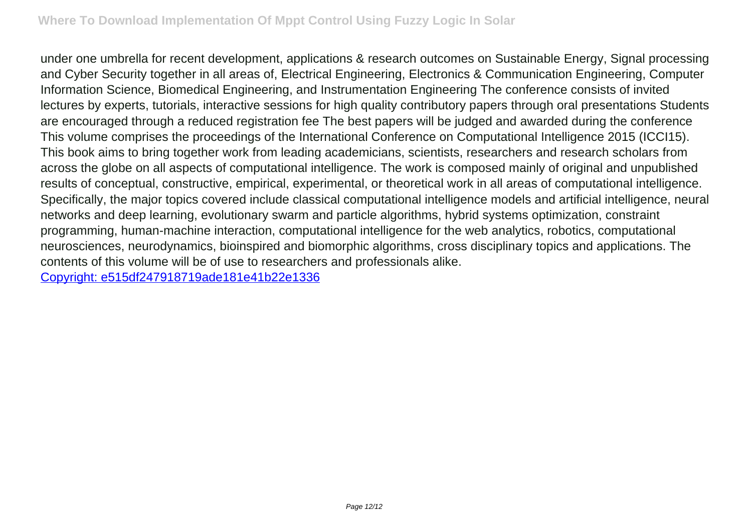under one umbrella for recent development, applications & research outcomes on Sustainable Energy, Signal processing and Cyber Security together in all areas of, Electrical Engineering, Electronics & Communication Engineering, Computer Information Science, Biomedical Engineering, and Instrumentation Engineering The conference consists of invited lectures by experts, tutorials, interactive sessions for high quality contributory papers through oral presentations Students are encouraged through a reduced registration fee The best papers will be judged and awarded during the conference This volume comprises the proceedings of the International Conference on Computational Intelligence 2015 (ICCI15). This book aims to bring together work from leading academicians, scientists, researchers and research scholars from across the globe on all aspects of computational intelligence. The work is composed mainly of original and unpublished results of conceptual, constructive, empirical, experimental, or theoretical work in all areas of computational intelligence. Specifically, the major topics covered include classical computational intelligence models and artificial intelligence, neural networks and deep learning, evolutionary swarm and particle algorithms, hybrid systems optimization, constraint programming, human-machine interaction, computational intelligence for the web analytics, robotics, computational neurosciences, neurodynamics, bioinspired and biomorphic algorithms, cross disciplinary topics and applications. The contents of this volume will be of use to researchers and professionals alike.

Copyright: e515df247918719ade181e41b22e1336